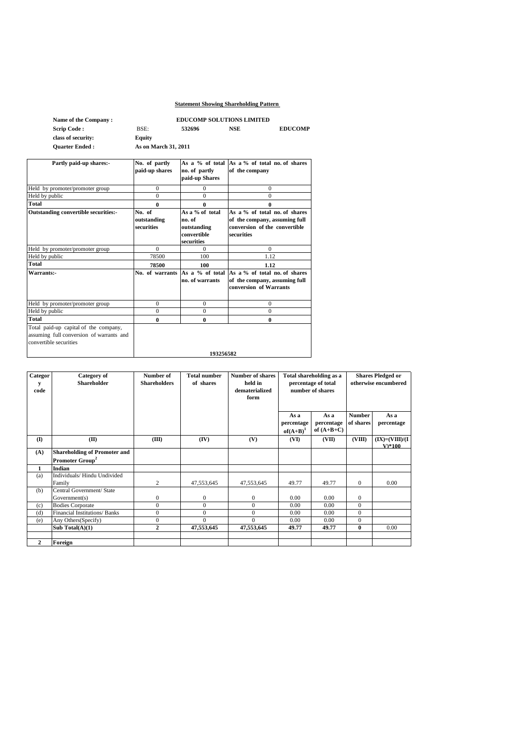**Statement Showing Shareholding Pattern**

| | | | | |
|---|---|---|---|---|
| **Name of the Company :** | | **EDUCOMP SOLUTIONS LIMITED** | | |
| **Scrip Code :** | BSE: | **532696** | **NSE** | **EDUCOMP** |
| **class of security:** | **Equity** | | | |
| **Quarter Ended :** | **As on March 31, 2011** | | | |

| **Partly paid-up shares:-** | **No. of partly paid-up shares** | **As a % of total no. of partly paid-up Shares** | **As a % of total no. of shares of the company** |
|---|---|---|---|
| Held by promoter/promoter group | 0 | 0 | 0 |
| Held by public | 0 | 0 | 0 |
| **Total** | **0** | **0** | **0** |
| **Outstanding convertible securities:-** | **No. of outstanding securities** | **As a % of total no. of outstanding convertible securities** | **As a % of total no. of shares of the company, assuming full conversion of the convertible securities** |
| Held by promoter/promoter group | 0 | 0 | 0 |
| Held by public | 78500 | 100 | 1.12 |
| **Total** | **78500** | **100** | **1.12** |
| **Warrants:-** | **No. of warrants** | **As a % of total no. of warrants** | **As a % of total no. of shares of the company, assuming full conversion of Warrants** |
| Held by promoter/promoter group | 0 | 0 | 0 |
| Held by public | 0 | 0 | 0 |
| **Total** | **0** | **0** | **0** |
| Total paid-up capital of the company, assuming full conversion of warrants and convertible securities | **193256582** | | |

| **Category code** | **Category of Shareholder** | **Number of Shareholders** | **Total number of shares** | **Number of shares held in dematerialized form** | **Total shareholding as a percentage of total number of shares** | | **Shares Pledged or otherwise encumbered** | |
|---|---|---|---|---|---|---|---|---|
| | | | | | **As a percentage of(A+B)[1]** | **As a percentage of (A+B+C)** | **Number of shares** | **As a percentage** |
| **(I)** | **(II)** | **(III)** | **(IV)** | **(V)** | **(VI)** | **(VII)** | **(VIII)** | **(IX)=(VIII)/(IV)*100** |
| **(A)** | **Shareholding of Promoter and Promoter Group[2]** | | | | | | | |
| **1** | **Indian** | | | | | | | |
| (a) | Individuals/ Hindu Undivided Family | 2 | 47,553,645 | 47,553,645 | 49.77 | 49.77 | 0 | 0.00 |
| (b) | Central Government/ State Government(s) | 0 | 0 | 0 | 0.00 | 0.00 | 0 | |
| (c) | Bodies Corporate | 0 | 0 | 0 | 0.00 | 0.00 | 0 | |
| (d) | Financial Institutions/ Banks | 0 | 0 | 0 | 0.00 | 0.00 | 0 | |
| (e) | Any Others(Specify) | 0 | 0 | 0 | 0.00 | 0.00 | 0 | |
| | **Sub Total(A)(1)** | **2** | **47,553,645** | **47,553,645** | **49.77** | **49.77** | **0** | 0.00 |
| | | | | | | | | |
| **2** | **Foreign** | | | | | | | |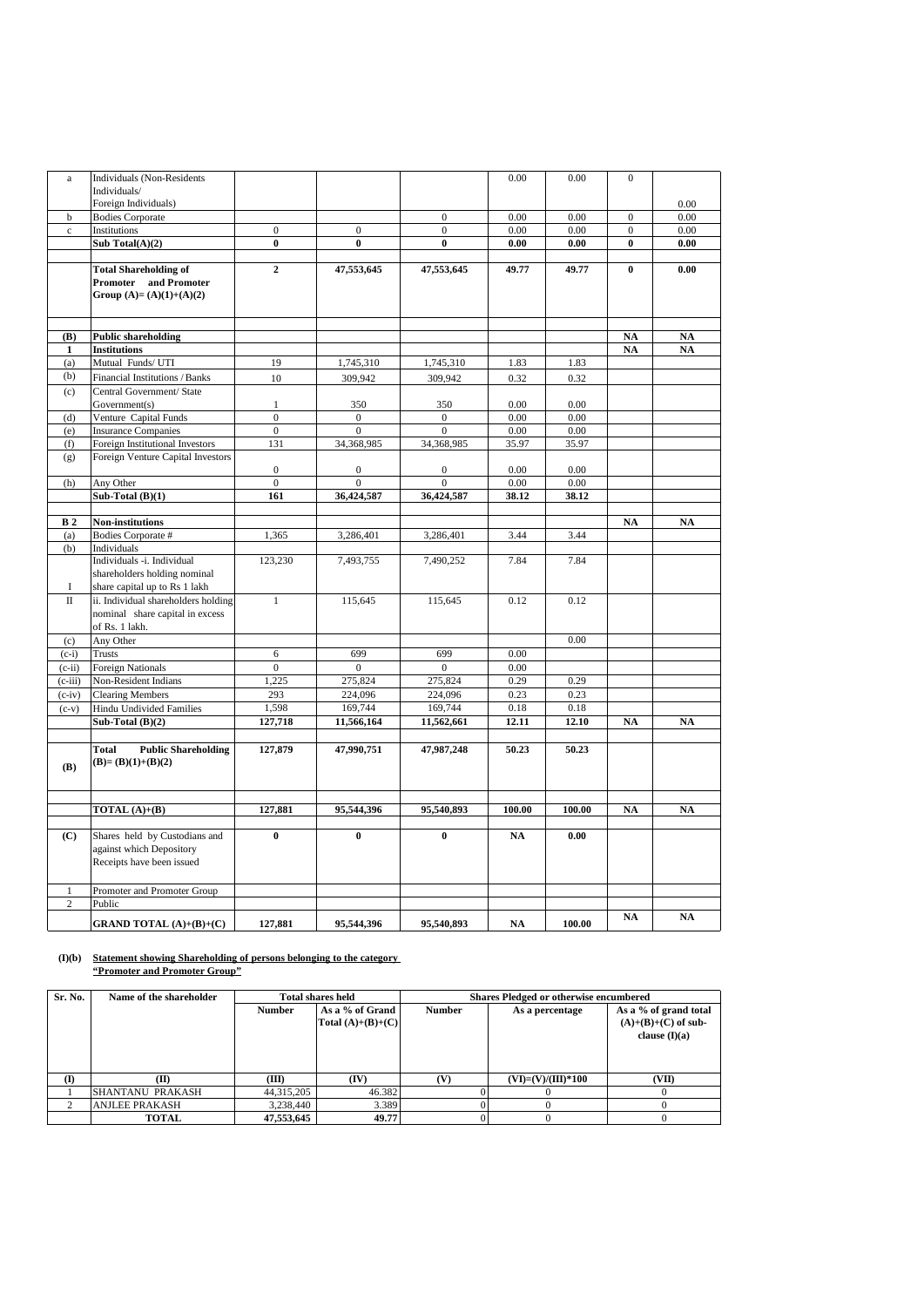| | | | | | | | | |
|---|---|---|---|---|---|---|---|---|
| a | Individuals (Non-Residents Individuals/ Foreign Individuals) | | | | 0.00 | 0.00 | 0 | 0.00 |
| b | Bodies Corporate | | | 0 | 0.00 | 0.00 | 0 | 0.00 |
| c | Institutions | 0 | 0 | 0 | 0.00 | 0.00 | 0 | 0.00 |
| | **Sub Total(A)(2)** | **0** | **0** | **0** | **0.00** | **0.00** | **0** | **0.00** |
| | | | | | | | | |
| | **Total Shareholding of Promoter and Promoter Group (A)= (A)(1)+(A)(2)** | **2** | **47,553,645** | **47,553,645** | **49.77** | **49.77** | **0** | **0.00** |
| | | | | | | | | |
| **(B)** | **Public shareholding** | | | | | | **NA** | **NA** |
| **1** | **Institutions** | | | | | | **NA** | **NA** |
| (a) | Mutual Funds/ UTI | 19 | 1,745,310 | 1,745,310 | 1.83 | 1.83 | | |
| (b) | Financial Institutions / Banks | 10 | 309,942 | 309,942 | 0.32 | 0.32 | | |
| (c) | Central Government/ State Government(s) | 1 | 350 | 350 | 0.00 | 0.00 | | |
| (d) | Venture Capital Funds | 0 | 0 | 0 | 0.00 | 0.00 | | |
| (e) | Insurance Companies | 0 | 0 | 0 | 0.00 | 0.00 | | |
| (f) | Foreign Institutional Investors | 131 | 34,368,985 | 34,368,985 | 35.97 | 35.97 | | |
| (g) | Foreign Venture Capital Investors | 0 | 0 | 0 | 0.00 | 0.00 | | |
| (h) | Any Other | 0 | 0 | 0 | 0.00 | 0.00 | | |
| | **Sub-Total (B)(1)** | **161** | **36,424,587** | **36,424,587** | **38.12** | **38.12** | | |
| | | | | | | | | |
| **B 2** | **Non-institutions** | | | | | | **NA** | **NA** |
| (a) | Bodies Corporate # | 1,365 | 3,286,401 | 3,286,401 | 3.44 | 3.44 | | |
| (b) | Individuals | | | | | | | |
| I | Individuals -i. Individual shareholders holding nominal share capital up to Rs 1 lakh | 123,230 | 7,493,755 | 7,490,252 | 7.84 | 7.84 | | |
| II | ii. Individual shareholders holding nominal share capital in excess of Rs. 1 lakh. | 1 | 115,645 | 115,645 | 0.12 | 0.12 | | |
| (c) | Any Other | | | | | 0.00 | | |
| (c-i) | Trusts | 6 | 699 | 699 | 0.00 | | | |
| (c-ii) | Foreign Nationals | 0 | 0 | 0 | 0.00 | | | |
| (c-iii) | Non-Resident Indians | 1,225 | 275,824 | 275,824 | 0.29 | 0.29 | | |
| (c-iv) | Clearing Members | 293 | 224,096 | 224,096 | 0.23 | 0.23 | | |
| (c-v) | Hindu Undivided Families | 1,598 | 169,744 | 169,744 | 0.18 | 0.18 | | |
| | **Sub-Total (B)(2)** | **127,718** | **11,566,164** | **11,562,661** | **12.11** | **12.10** | **NA** | **NA** |
| | | | | | | | | |
| **(B)** | **Total Public Shareholding (B)= (B)(1)+(B)(2)** | **127,879** | **47,990,751** | **47,987,248** | **50.23** | **50.23** | | |
| | | | | | | | | |
| | **TOTAL (A)+(B)** | **127,881** | **95,544,396** | **95,540,893** | **100.00** | **100.00** | **NA** | **NA** |
| | | | | | | | | |
| **(C)** | Shares held by Custodians and against which Depository Receipts have been issued | **0** | **0** | **0** | **NA** | **0.00** | | |
| 1 | Promoter and Promoter Group | | | | | | | |
| 2 | Public | | | | | | | |
| | **GRAND TOTAL (A)+(B)+(C)** | **127,881** | **95,544,396** | **95,540,893** | **NA** | **100.00** | **NA** | **NA** |

**(I)(b) Statement showing Shareholding of persons belonging to the category "Promoter and Promoter Group"**

| Sr. No. | Name of the shareholder | Total shares held | | Shares Pledged or otherwise encumbered | | |
|---|---|---|---|---|---|---|
| | | **Number** | **As a % of Grand Total (A)+(B)+(C)** | **Number** | **As a percentage** | **As a % of grand total (A)+(B)+(C) of sub-clause (I)(a)** |
| **(I)** | **(II)** | **(III)** | **(IV)** | **(V)** | **(VI)=(V)/(III)*100** | **(VII)** |
| 1 | SHANTANU PRAKASH | 44,315,205 | 46.382 | 0 | 0 | 0 |
| 2 | ANJLEE PRAKASH | 3,238,440 | 3.389 | 0 | 0 | 0 |
| | **TOTAL** | **47,553,645** | **49.77** | 0 | 0 | 0 |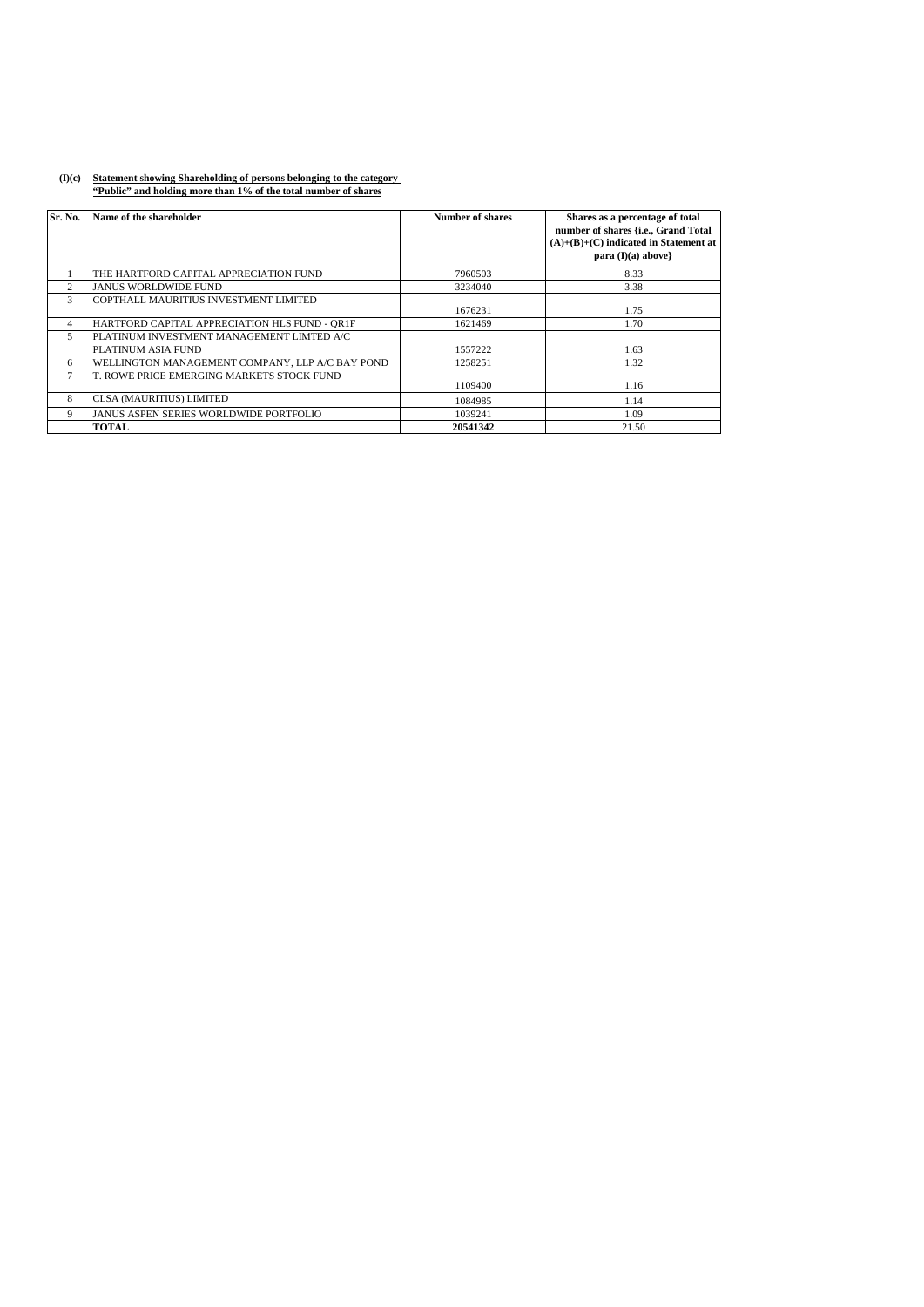**(I)(c)** **Statement showing Shareholding of persons belonging to the category "Public" and holding more than 1% of the total number of shares**

| Sr. No. | Name of the shareholder | Number of shares | Shares as a percentage of total number of shares {i.e., Grand Total (A)+(B)+(C) indicated in Statement at para (I)(a) above} |
|---|---|---|---|
| 1 | THE HARTFORD CAPITAL APPRECIATION FUND | 7960503 | 8.33 |
| 2 | JANUS WORLDWIDE FUND | 3234040 | 3.38 |
| 3 | COPTHALL MAURITIUS INVESTMENT LIMITED | 1676231 | 1.75 |
| 4 | HARTFORD CAPITAL APPRECIATION HLS FUND - QR1F | 1621469 | 1.70 |
| 5 | PLATINUM INVESTMENT MANAGEMENT LIMTED A/C PLATINUM ASIA FUND | 1557222 | 1.63 |
| 6 | WELLINGTON MANAGEMENT COMPANY, LLP A/C BAY POND | 1258251 | 1.32 |
| 7 | T. ROWE PRICE EMERGING MARKETS STOCK FUND | 1109400 | 1.16 |
| 8 | CLSA (MAURITIUS) LIMITED | 1084985 | 1.14 |
| 9 | JANUS ASPEN SERIES WORLDWIDE PORTFOLIO | 1039241 | 1.09 |
| | **TOTAL** | **20541342** | 21.50 |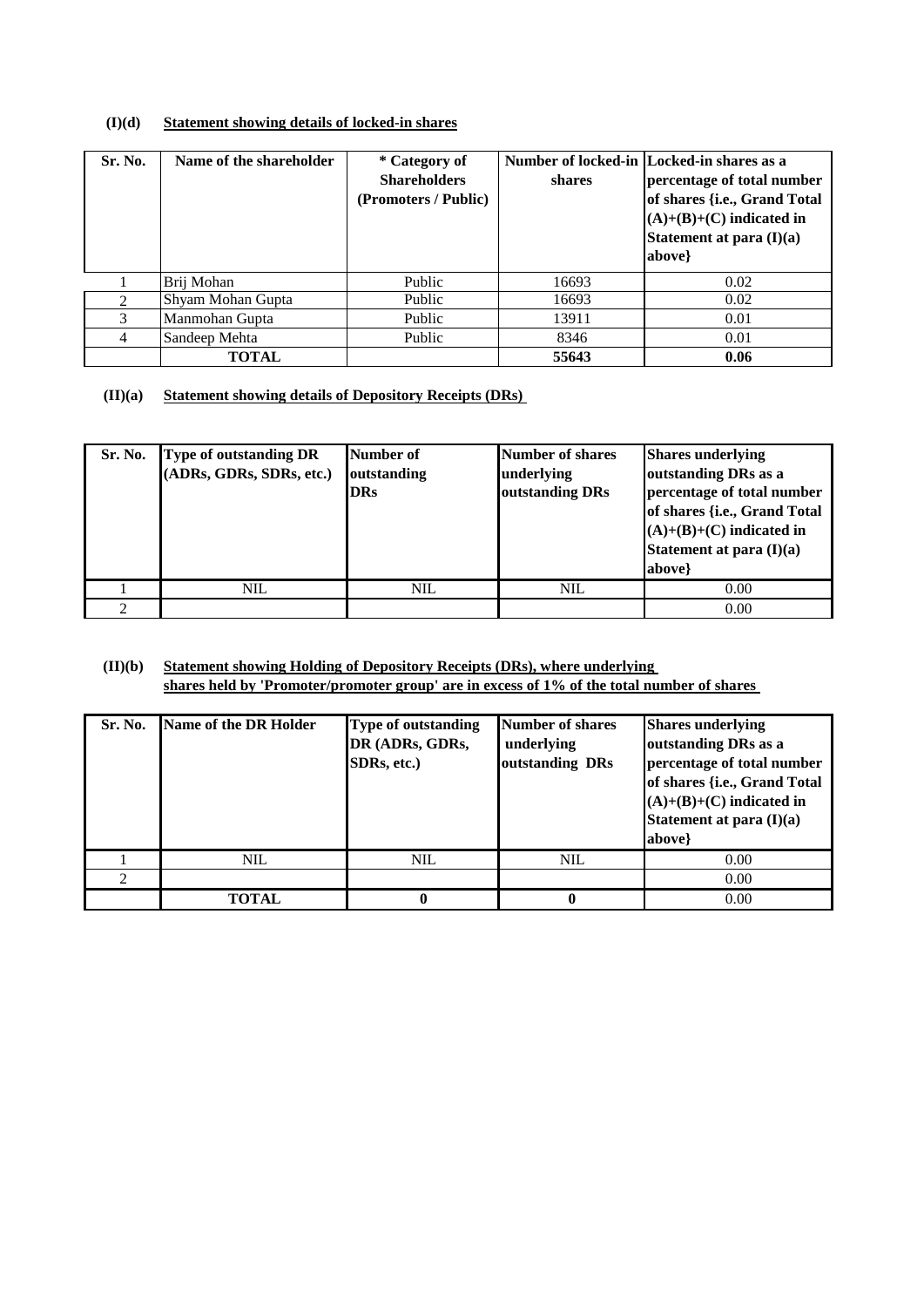**(I)(d) Statement showing details of locked-in shares**

| Sr. No. | Name of the shareholder | * Category of Shareholders (Promoters / Public) | Number of locked-in shares | Locked-in shares as a percentage of total number of shares {i.e., Grand Total (A)+(B)+(C) indicated in Statement at para (I)(a) above} |
|---|---|---|---|---|
| 1 | Brij Mohan | Public | 16693 | 0.02 |
| 2 | Shyam Mohan Gupta | Public | 16693 | 0.02 |
| 3 | Manmohan Gupta | Public | 13911 | 0.01 |
| 4 | Sandeep Mehta | Public | 8346 | 0.01 |
| | **TOTAL** | | **55643** | **0.06** |

**(II)(a) Statement showing details of Depository Receipts (DRs)**

| Sr. No. | Type of outstanding DR (ADRs, GDRs, SDRs, etc.) | Number of outstanding DRs | Number of shares underlying outstanding DRs | Shares underlying outstanding DRs as a percentage of total number of shares {i.e., Grand Total (A)+(B)+(C) indicated in Statement at para (I)(a) above} |
|---|---|---|---|---|
| 1 | NIL | NIL | NIL | 0.00 |
| 2 | | | | 0.00 |

**(II)(b) Statement showing Holding of Depository Receipts (DRs), where underlying shares held by 'Promoter/promoter group' are in excess of 1% of the total number of shares**

| Sr. No. | Name of the DR Holder | Type of outstanding DR (ADRs, GDRs, SDRs, etc.) | Number of shares underlying outstanding DRs | Shares underlying outstanding DRs as a percentage of total number of shares {i.e., Grand Total (A)+(B)+(C) indicated in Statement at para (I)(a) above} |
|---|---|---|---|---|
| 1 | NIL | NIL | NIL | 0.00 |
| 2 | | | | 0.00 |
| | **TOTAL** | **0** | **0** | 0.00 |